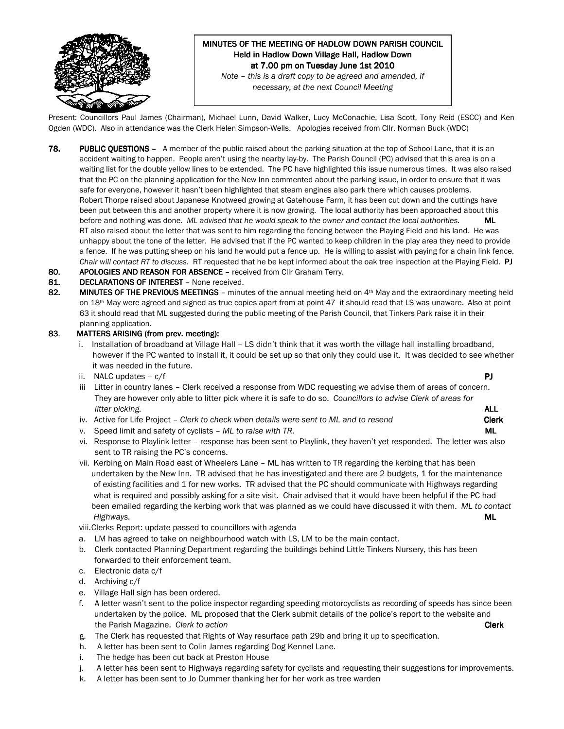# MINUTES OF THE MEETING OF HADLOW DOWN PARISH COUNCIL
## Held in Hadlow Down Village Hall, Hadlow Down at 7.00 pm on Tuesday June 1st 2010

*Note – this is a draft copy to be agreed and amended, if necessary, at the next Council Meeting*

Present: Councillors Paul James (Chairman), Michael Lunn, David Walker, Lucy McConachie, Lisa Scott, Tony Reid (ESCC) and Ken Ogden (WDC). Also in attendance was the Clerk Helen Simpson-Wells. Apologies received from Cllr. Norman Buck (WDC)

**78. PUBLIC QUESTIONS –** A member of the public raised about the parking situation at the top of School Lane, that it is an accident waiting to happen. People aren't using the nearby lay-by. The Parish Council (PC) advised that this area is on a waiting list for the double yellow lines to be extended. The PC have highlighted this issue numerous times. It was also raised that the PC on the planning application for the New Inn commented about the parking issue, in order to ensure that it was safe for everyone, however it hasn't been highlighted that steam engines also park there which causes problems.
Robert Thorpe raised about Japanese Knotweed growing at Gatehouse Farm, it has been cut down and the cuttings have been put between this and another property where it is now growing. The local authority has been approached about this before and nothing was done. *ML advised that he would speak to the owner and contact the local authorities.* **ML**
RT also raised about the letter that was sent to him regarding the fencing between the Playing Field and his land. He was unhappy about the tone of the letter. He advised that if the PC wanted to keep children in the play area they need to provide a fence. If he was putting sheep on his land he would put a fence up. He is willing to assist with paying for a chain link fence. *Chair will contact RT to discuss.* RT requested that he be kept informed about the oak tree inspection at the Playing Field. **PJ**

**80. APOLOGIES AND REASON FOR ABSENCE –** received from Cllr Graham Terry.

**81. DECLARATIONS OF INTEREST** – None received.

**82. MINUTES OF THE PREVIOUS MEETINGS** – minutes of the annual meeting held on 4th May and the extraordinary meeting held on 18th May were agreed and signed as true copies apart from at point 47 it should read that LS was unaware. Also at point 63 it should read that ML suggested during the public meeting of the Parish Council, that Tinkers Park raise it in their planning application.

**83. MATTERS ARISING (from prev. meeting):**

i. Installation of broadband at Village Hall – LS didn't think that it was worth the village hall installing broadband, however if the PC wanted to install it, it could be set up so that only they could use it. It was decided to see whether it was needed in the future.

ii. NALC updates – c/f **PJ**

iii Litter in country lanes – Clerk received a response from WDC requesting we advise them of areas of concern. They are however only able to litter pick where it is safe to do so. *Councillors to advise Clerk of areas for litter picking.* **ALL**

iv. Active for Life Project – *Clerk to check when details were sent to ML and to resend* **Clerk**

v. Speed limit and safety of cyclists – *ML to raise with TR.* **ML**

vi. Response to Playlink letter – response has been sent to Playlink, they haven't yet responded. The letter was also sent to TR raising the PC's concerns.

vii. Kerbing on Main Road east of Wheelers Lane – ML has written to TR regarding the kerbing that has been undertaken by the New Inn. TR advised that he has investigated and there are 2 budgets, 1 for the maintenance of existing facilities and 1 for new works. TR advised that the PC should communicate with Highways regarding what is required and possibly asking for a site visit. Chair advised that it would have been helpful if the PC had been emailed regarding the kerbing work that was planned as we could have discussed it with them. *ML to contact Highways.* **ML**

viii.Clerks Report: update passed to councillors with agenda

a. LM has agreed to take on neighbourhood watch with LS, LM to be the main contact.
b. Clerk contacted Planning Department regarding the buildings behind Little Tinkers Nursery, this has been forwarded to their enforcement team.
c. Electronic data c/f
d. Archiving c/f
e. Village Hall sign has been ordered.
f. A letter wasn't sent to the police inspector regarding speeding motorcyclists as recording of speeds has since been undertaken by the police. ML proposed that the Clerk submit details of the police's report to the website and the Parish Magazine. *Clerk to action* **Clerk**
g. The Clerk has requested that Rights of Way resurface path 29b and bring it up to specification.
h. A letter has been sent to Colin James regarding Dog Kennel Lane.
i. The hedge has been cut back at Preston House
j. A letter has been sent to Highways regarding safety for cyclists and requesting their suggestions for improvements.
k. A letter has been sent to Jo Dummer thanking her for her work as tree warden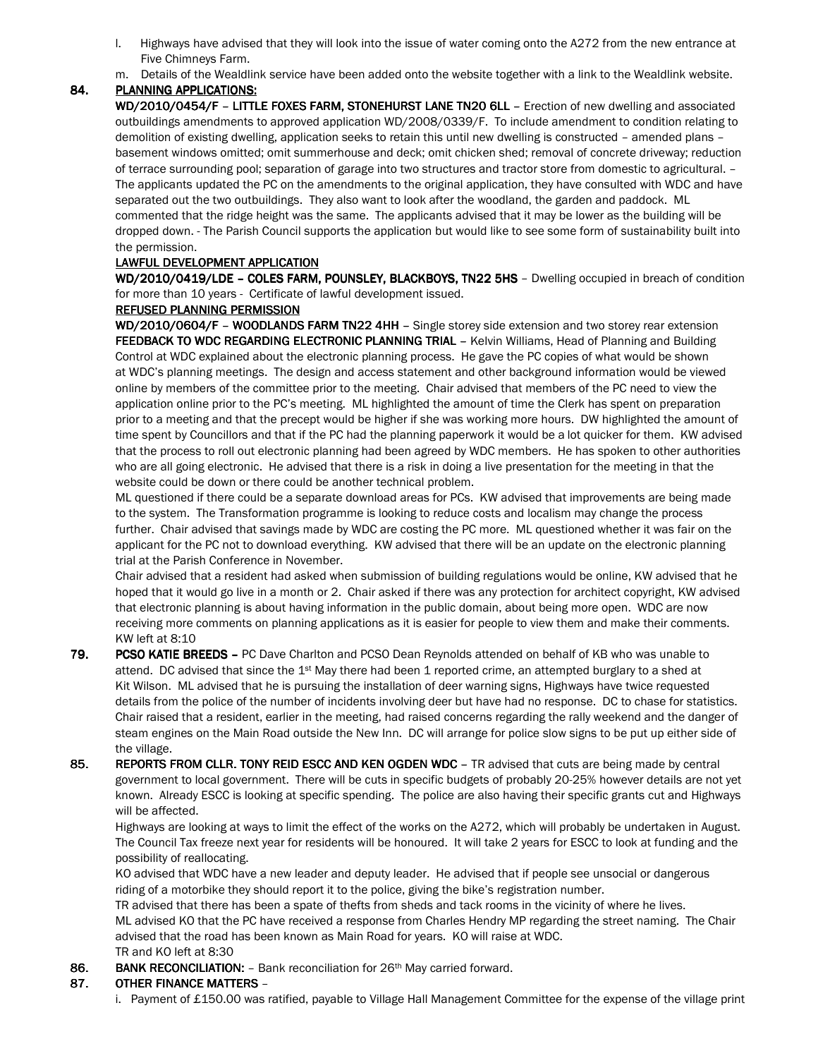l. Highways have advised that they will look into the issue of water coming onto the A272 from the new entrance at Five Chimneys Farm.

m. Details of the Wealdlink service have been added onto the website together with a link to the Wealdlink website.

**84. PLANNING APPLICATIONS:**

**WD/2010/0454/F – LITTLE FOXES FARM, STONEHURST LANE TN20 6LL** – Erection of new dwelling and associated outbuildings amendments to approved application WD/2008/0339/F. To include amendment to condition relating to demolition of existing dwelling, application seeks to retain this until new dwelling is constructed – amended plans – basement windows omitted; omit summerhouse and deck; omit chicken shed; removal of concrete driveway; reduction of terrace surrounding pool; separation of garage into two structures and tractor store from domestic to agricultural. – The applicants updated the PC on the amendments to the original application, they have consulted with WDC and have separated out the two outbuildings. They also want to look after the woodland, the garden and paddock. ML commented that the ridge height was the same. The applicants advised that it may be lower as the building will be dropped down. - The Parish Council supports the application but would like to see some form of sustainability built into the permission.

**LAWFUL DEVELOPMENT APPLICATION**

**WD/2010/0419/LDE – COLES FARM, POUNSLEY, BLACKBOYS, TN22 5HS** – Dwelling occupied in breach of condition for more than 10 years - Certificate of lawful development issued.

**REFUSED PLANNING PERMISSION**

**WD/2010/0604/F – WOODLANDS FARM TN22 4HH** – Single storey side extension and two storey rear extension

**FEEDBACK TO WDC REGARDING ELECTRONIC PLANNING TRIAL** – Kelvin Williams, Head of Planning and Building Control at WDC explained about the electronic planning process. He gave the PC copies of what would be shown at WDC's planning meetings. The design and access statement and other background information would be viewed online by members of the committee prior to the meeting. Chair advised that members of the PC need to view the application online prior to the PC's meeting. ML highlighted the amount of time the Clerk has spent on preparation prior to a meeting and that the precept would be higher if she was working more hours. DW highlighted the amount of time spent by Councillors and that if the PC had the planning paperwork it would be a lot quicker for them. KW advised that the process to roll out electronic planning had been agreed by WDC members. He has spoken to other authorities who are all going electronic. He advised that there is a risk in doing a live presentation for the meeting in that the website could be down or there could be another technical problem.

ML questioned if there could be a separate download areas for PCs. KW advised that improvements are being made to the system. The Transformation programme is looking to reduce costs and localism may change the process further. Chair advised that savings made by WDC are costing the PC more. ML questioned whether it was fair on the applicant for the PC not to download everything. KW advised that there will be an update on the electronic planning trial at the Parish Conference in November.

Chair advised that a resident had asked when submission of building regulations would be online, KW advised that he hoped that it would go live in a month or 2. Chair asked if there was any protection for architect copyright, KW advised that electronic planning is about having information in the public domain, about being more open. WDC are now receiving more comments on planning applications as it is easier for people to view them and make their comments.

KW left at 8:10

**79. PCSO KATIE BREEDS** – PC Dave Charlton and PCSO Dean Reynolds attended on behalf of KB who was unable to attend. DC advised that since the 1st May there had been 1 reported crime, an attempted burglary to a shed at Kit Wilson. ML advised that he is pursuing the installation of deer warning signs, Highways have twice requested details from the police of the number of incidents involving deer but have had no response. DC to chase for statistics. Chair raised that a resident, earlier in the meeting, had raised concerns regarding the rally weekend and the danger of steam engines on the Main Road outside the New Inn. DC will arrange for police slow signs to be put up either side of the village.

**85. REPORTS FROM CLLR. TONY REID ESCC AND KEN OGDEN WDC** – TR advised that cuts are being made by central government to local government. There will be cuts in specific budgets of probably 20-25% however details are not yet known. Already ESCC is looking at specific spending. The police are also having their specific grants cut and Highways will be affected.

Highways are looking at ways to limit the effect of the works on the A272, which will probably be undertaken in August. The Council Tax freeze next year for residents will be honoured. It will take 2 years for ESCC to look at funding and the possibility of reallocating.

KO advised that WDC have a new leader and deputy leader. He advised that if people see unsocial or dangerous riding of a motorbike they should report it to the police, giving the bike's registration number.

TR advised that there has been a spate of thefts from sheds and tack rooms in the vicinity of where he lives.

ML advised KO that the PC have received a response from Charles Hendry MP regarding the street naming. The Chair advised that the road has been known as Main Road for years. KO will raise at WDC.

TR and KO left at 8:30

**86. BANK RECONCILIATION:** – Bank reconciliation for 26th May carried forward.

**87. OTHER FINANCE MATTERS** –

i. Payment of £150.00 was ratified, payable to Village Hall Management Committee for the expense of the village print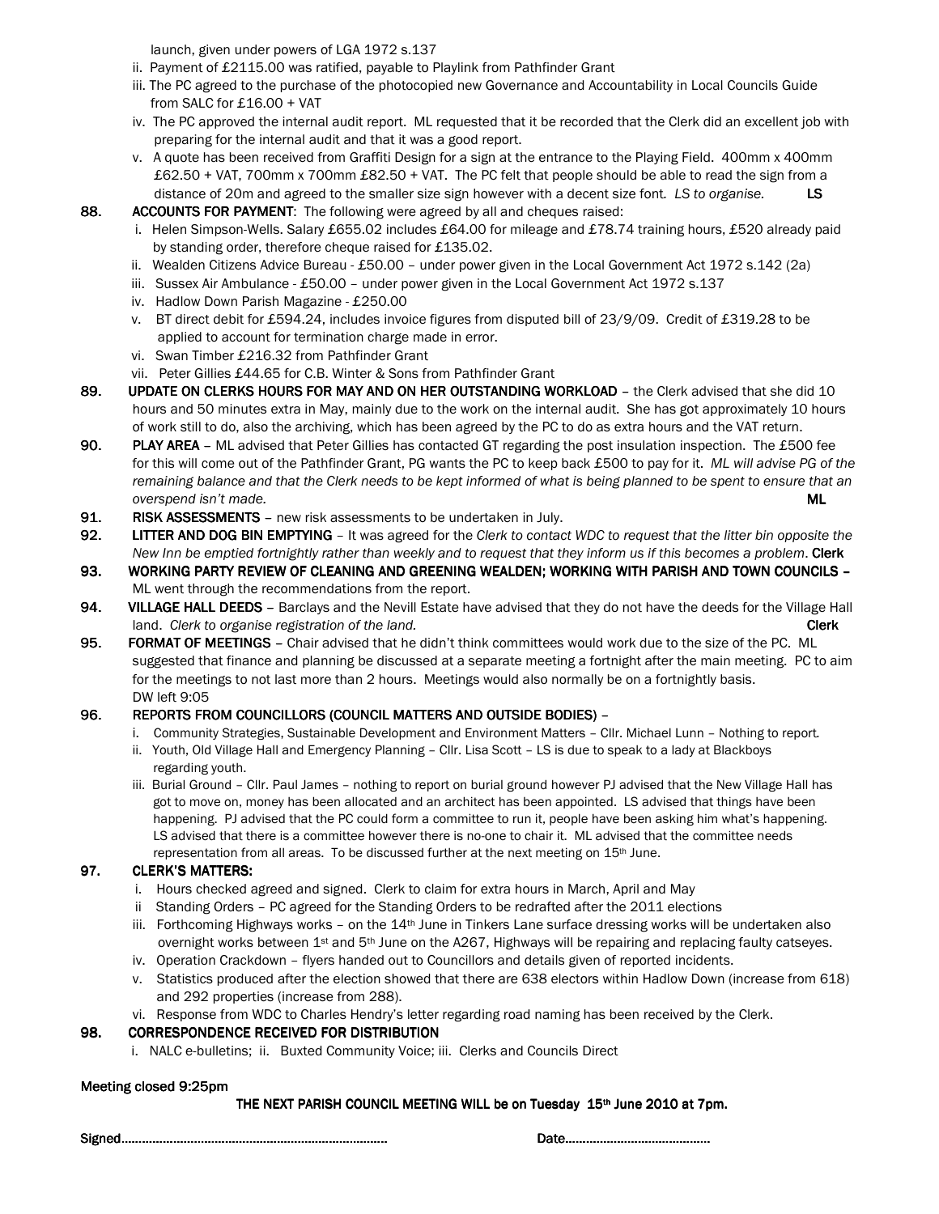launch, given under powers of LGA 1972 s.137

ii. Payment of £2115.00 was ratified, payable to Playlink from Pathfinder Grant

iii. The PC agreed to the purchase of the photocopied new Governance and Accountability in Local Councils Guide from SALC for £16.00 + VAT

iv. The PC approved the internal audit report. ML requested that it be recorded that the Clerk did an excellent job with preparing for the internal audit and that it was a good report.

v. A quote has been received from Graffiti Design for a sign at the entrance to the Playing Field. 400mm x 400mm £62.50 + VAT, 700mm x 700mm £82.50 + VAT. The PC felt that people should be able to read the sign from a distance of 20m and agreed to the smaller size sign however with a decent size font. *LS to organise.* **LS**

**88. ACCOUNTS FOR PAYMENT**: The following were agreed by all and cheques raised:

i. Helen Simpson-Wells. Salary £655.02 includes £64.00 for mileage and £78.74 training hours, £520 already paid by standing order, therefore cheque raised for £135.02.

ii. Wealden Citizens Advice Bureau - £50.00 – under power given in the Local Government Act 1972 s.142 (2a)

iii. Sussex Air Ambulance - £50.00 – under power given in the Local Government Act 1972 s.137

iv. Hadlow Down Parish Magazine - £250.00

v. BT direct debit for £594.24, includes invoice figures from disputed bill of 23/9/09. Credit of £319.28 to be applied to account for termination charge made in error.

vi. Swan Timber £216.32 from Pathfinder Grant

vii. Peter Gillies £44.65 for C.B. Winter & Sons from Pathfinder Grant

**89. UPDATE ON CLERKS HOURS FOR MAY AND ON HER OUTSTANDING WORKLOAD** – the Clerk advised that she did 10 hours and 50 minutes extra in May, mainly due to the work on the internal audit. She has got approximately 10 hours of work still to do, also the archiving, which has been agreed by the PC to do as extra hours and the VAT return.

**90. PLAY AREA** – ML advised that Peter Gillies has contacted GT regarding the post insulation inspection. The £500 fee for this will come out of the Pathfinder Grant, PG wants the PC to keep back £500 to pay for it. *ML will advise PG of the remaining balance and that the Clerk needs to be kept informed of what is being planned to be spent to ensure that an overspend isn't made.* **ML**

**91. RISK ASSESSMENTS** – new risk assessments to be undertaken in July.

**92. LITTER AND DOG BIN EMPTYING** – It was agreed for the *Clerk to contact WDC to request that the litter bin opposite the New Inn be emptied fortnightly rather than weekly and to request that they inform us if this becomes a problem*. **Clerk**

**93. WORKING PARTY REVIEW OF CLEANING AND GREENING WEALDEN; WORKING WITH PARISH AND TOWN COUNCILS** – ML went through the recommendations from the report.

**94. VILLAGE HALL DEEDS** – Barclays and the Nevill Estate have advised that they do not have the deeds for the Village Hall land. *Clerk to organise registration of the land.* **Clerk**

**95. FORMAT OF MEETINGS** – Chair advised that he didn't think committees would work due to the size of the PC. ML suggested that finance and planning be discussed at a separate meeting a fortnight after the main meeting. PC to aim for the meetings to not last more than 2 hours. Meetings would also normally be on a fortnightly basis.
DW left 9:05

**96. REPORTS FROM COUNCILLORS (COUNCIL MATTERS AND OUTSIDE BODIES)** –

i. Community Strategies, Sustainable Development and Environment Matters – Cllr. Michael Lunn – Nothing to report.

ii. Youth, Old Village Hall and Emergency Planning – Cllr. Lisa Scott – LS is due to speak to a lady at Blackboys regarding youth.

iii. Burial Ground – Cllr. Paul James – nothing to report on burial ground however PJ advised that the New Village Hall has got to move on, money has been allocated and an architect has been appointed. LS advised that things have been happening. PJ advised that the PC could form a committee to run it, people have been asking him what's happening. LS advised that there is a committee however there is no-one to chair it. ML advised that the committee needs representation from all areas. To be discussed further at the next meeting on 15th June.

**97. CLERK'S MATTERS:**

i. Hours checked agreed and signed. Clerk to claim for extra hours in March, April and May

ii Standing Orders – PC agreed for the Standing Orders to be redrafted after the 2011 elections

iii. Forthcoming Highways works – on the 14th June in Tinkers Lane surface dressing works will be undertaken also overnight works between 1st and 5th June on the A267, Highways will be repairing and replacing faulty catseyes.

iv. Operation Crackdown – flyers handed out to Councillors and details given of reported incidents.

v. Statistics produced after the election showed that there are 638 electors within Hadlow Down (increase from 618) and 292 properties (increase from 288).

vi. Response from WDC to Charles Hendry's letter regarding road naming has been received by the Clerk.

**98. CORRESPONDENCE RECEIVED FOR DISTRIBUTION**

i. NALC e-bulletins; ii. Buxted Community Voice; iii. Clerks and Councils Direct

**Meeting closed 9:25pm**

**THE NEXT PARISH COUNCIL MEETING WILL be on Tuesday 15th June 2010 at 7pm.**

Signed…………………………………………………………………… Date……………………………………